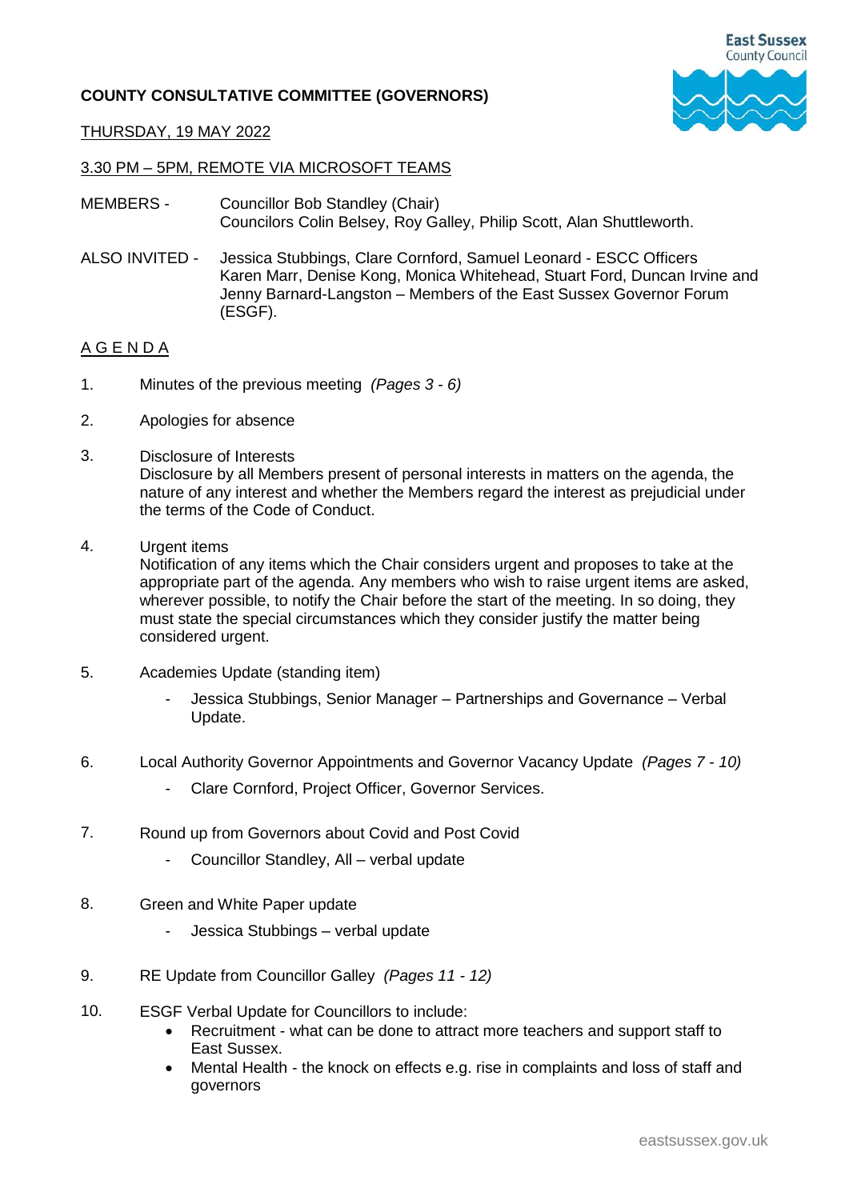# COUNTY CONSULTATIVE COMMITTEE (GOVERNORS)

THURSDAY, 19 MAY 2022

3.30 PM – 5PM, REMOTE VIA MICROSOFT TEAMS

MEMBERS - Councillor Bob Standley (Chair)
Councillors Colin Belsey, Roy Galley, Philip Scott, Alan Shuttleworth.

ALSO INVITED - Jessica Stubbings, Clare Cornford, Samuel Leonard - ESCC Officers
Karen Marr, Denise Kong, Monica Whitehead, Stuart Ford, Duncan Irvine and Jenny Barnard-Langston – Members of the East Sussex Governor Forum (ESGF).

## A G E N D A

1. Minutes of the previous meeting *(Pages 3 - 6)*

2. Apologies for absence

3. Disclosure of Interests
   Disclosure by all Members present of personal interests in matters on the agenda, the nature of any interest and whether the Members regard the interest as prejudicial under the terms of the Code of Conduct.

4. Urgent items
   Notification of any items which the Chair considers urgent and proposes to take at the appropriate part of the agenda. Any members who wish to raise urgent items are asked, wherever possible, to notify the Chair before the start of the meeting. In so doing, they must state the special circumstances which they consider justify the matter being considered urgent.

5. Academies Update (standing item)
   - Jessica Stubbings, Senior Manager – Partnerships and Governance – Verbal Update.

6. Local Authority Governor Appointments and Governor Vacancy Update *(Pages 7 - 10)*
   - Clare Cornford, Project Officer, Governor Services.

7. Round up from Governors about Covid and Post Covid
   - Councillor Standley, All – verbal update

8. Green and White Paper update
   - Jessica Stubbings – verbal update

9. RE Update from Councillor Galley *(Pages 11 - 12)*

10. ESGF Verbal Update for Councillors to include:
    - Recruitment - what can be done to attract more teachers and support staff to East Sussex.
    - Mental Health - the knock on effects e.g. rise in complaints and loss of staff and governors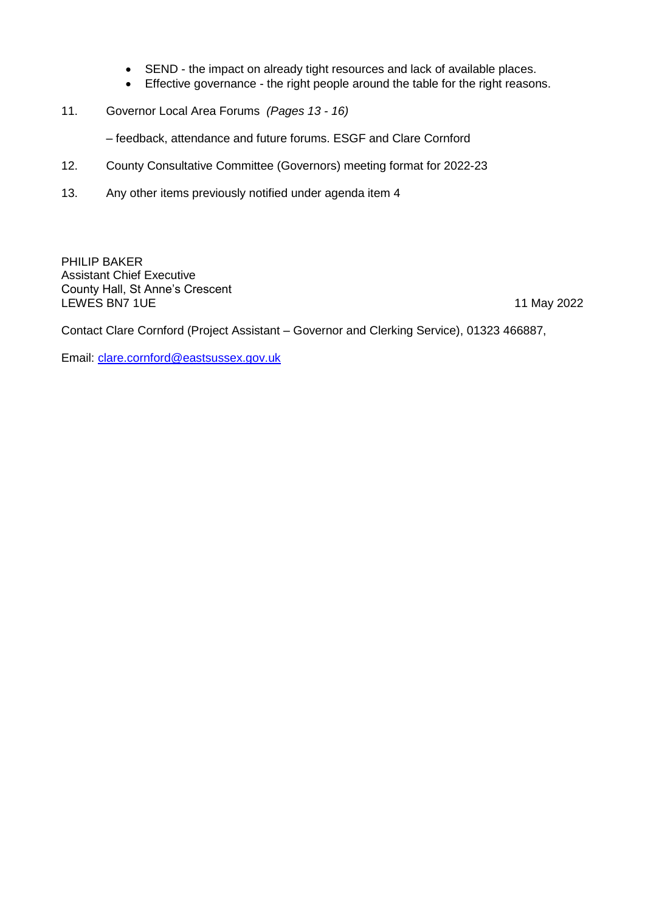- SEND - the impact on already tight resources and lack of available places.
- Effective governance - the right people around the table for the right reasons.

11. Governor Local Area Forums *(Pages 13 - 16)*

    – feedback, attendance and future forums. ESGF and Clare Cornford

12. County Consultative Committee (Governors) meeting format for 2022-23

13. Any other items previously notified under agenda item 4

PHILIP BAKER
Assistant Chief Executive
County Hall, St Anne's Crescent
LEWES BN7 1UE

11 May 2022

Contact Clare Cornford (Project Assistant – Governor and Clerking Service), 01323 466887,

Email: clare.cornford@eastsussex.gov.uk